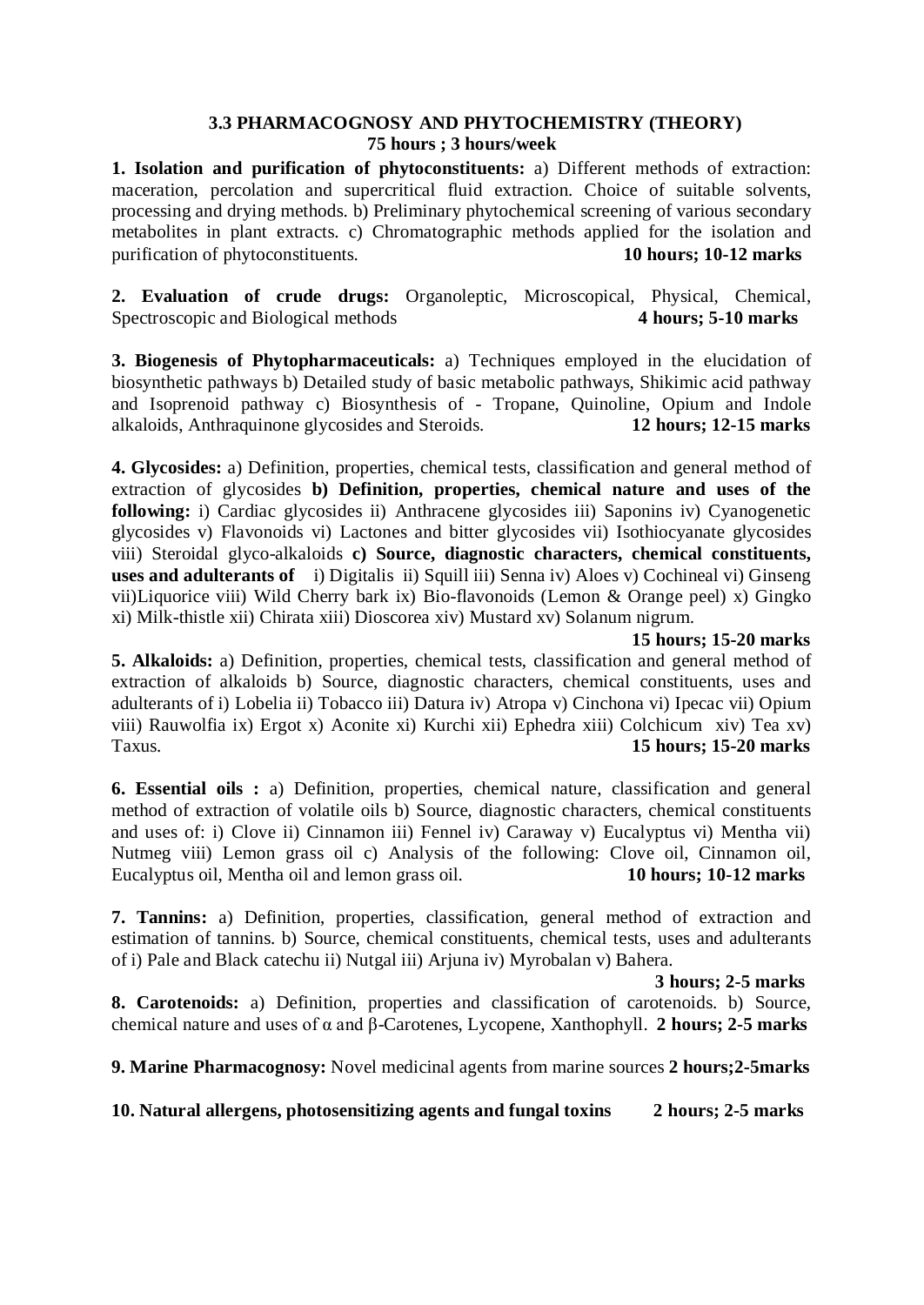## 3.3 PHARMACOGNOSY AND PHYTOCHEMISTRY (THEORY)

**75 hours ; 3 hours/week**

**1. Isolation and purification of phytoconstituents:** a) Different methods of extraction: maceration, percolation and supercritical fluid extraction. Choice of suitable solvents, processing and drying methods. b) Preliminary phytochemical screening of various secondary metabolites in plant extracts. c) Chromatographic methods applied for the isolation and purification of phytoconstituents. **10 hours; 10-12 marks**

**2. Evaluation of crude drugs:** Organoleptic, Microscopical, Physical, Chemical, Spectroscopic and Biological methods **4 hours; 5-10 marks**

**3. Biogenesis of Phytopharmaceuticals:** a) Techniques employed in the elucidation of biosynthetic pathways b) Detailed study of basic metabolic pathways, Shikimic acid pathway and Isoprenoid pathway c) Biosynthesis of - Tropane, Quinoline, Opium and Indole alkaloids, Anthraquinone glycosides and Steroids. **12 hours; 12-15 marks**

**4. Glycosides:** a) Definition, properties, chemical tests, classification and general method of extraction of glycosides **b) Definition, properties, chemical nature and uses of the following:** i) Cardiac glycosides ii) Anthracene glycosides iii) Saponins iv) Cyanogenetic glycosides v) Flavonoids vi) Lactones and bitter glycosides vii) Isothiocyanate glycosides viii) Steroidal glyco-alkaloids **c) Source, diagnostic characters, chemical constituents, uses and adulterants of** i) Digitalis ii) Squill iii) Senna iv) Aloes v) Cochineal vi) Ginseng vii)Liquorice viii) Wild Cherry bark ix) Bio-flavonoids (Lemon & Orange peel) x) Gingko xi) Milk-thistle xii) Chirata xiii) Dioscorea xiv) Mustard xv) Solanum nigrum.

**15 hours; 15-20 marks**

**5. Alkaloids:** a) Definition, properties, chemical tests, classification and general method of extraction of alkaloids b) Source, diagnostic characters, chemical constituents, uses and adulterants of i) Lobelia ii) Tobacco iii) Datura iv) Atropa v) Cinchona vi) Ipecac vii) Opium viii) Rauwolfia ix) Ergot x) Aconite xi) Kurchi xii) Ephedra xiii) Colchicum xiv) Tea xv) Taxus. **15 hours; 15-20 marks**

**6. Essential oils :** a) Definition, properties, chemical nature, classification and general method of extraction of volatile oils b) Source, diagnostic characters, chemical constituents and uses of: i) Clove ii) Cinnamon iii) Fennel iv) Caraway v) Eucalyptus vi) Mentha vii) Nutmeg viii) Lemon grass oil c) Analysis of the following: Clove oil, Cinnamon oil, Eucalyptus oil, Mentha oil and lemon grass oil. **10 hours; 10-12 marks**

**7. Tannins:** a) Definition, properties, classification, general method of extraction and estimation of tannins. b) Source, chemical constituents, chemical tests, uses and adulterants of i) Pale and Black catechu ii) Nutgal iii) Arjuna iv) Myrobalan v) Bahera.

**3 hours; 2-5 marks**

**8. Carotenoids:** a) Definition, properties and classification of carotenoids. b) Source, chemical nature and uses of α and β-Carotenes, Lycopene, Xanthophyll. **2 hours; 2-5 marks**

**9. Marine Pharmacognosy:** Novel medicinal agents from marine sources **2 hours;2-5marks**

**10. Natural allergens, photosensitizing agents and fungal toxins 2 hours; 2-5 marks**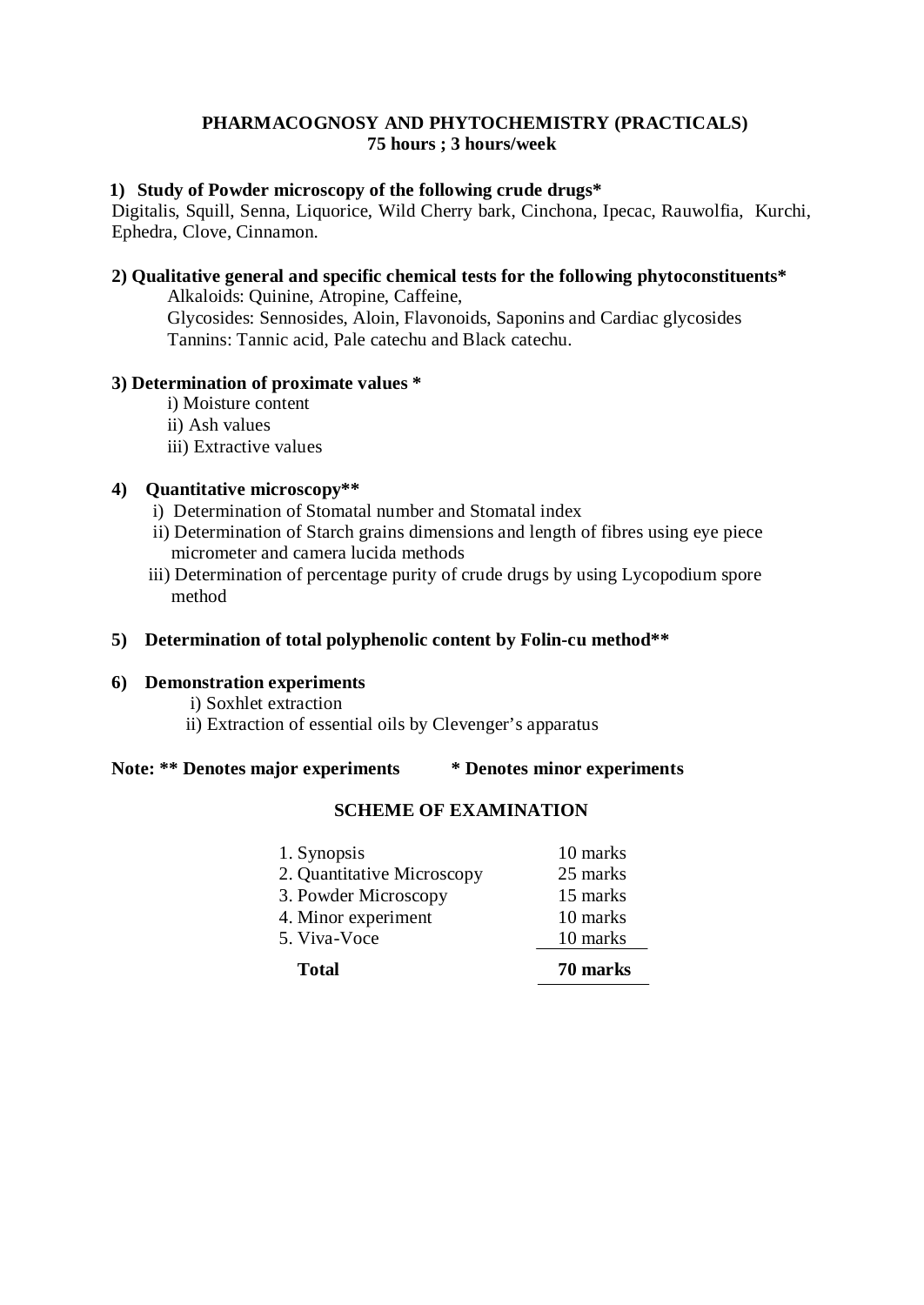## PHARMACOGNOSY AND PHYTOCHEMISTRY (PRACTICALS)

**75 hours ; 3 hours/week**

**1) Study of Powder microscopy of the following crude drugs***

Digitalis, Squill, Senna, Liquorice, Wild Cherry bark, Cinchona, Ipecac, Rauwolfia, Kurchi, Ephedra, Clove, Cinnamon.

**2) Qualitative general and specific chemical tests for the following phytoconstituents***

Alkaloids: Quinine, Atropine, Caffeine,

Glycosides: Sennosides, Aloin, Flavonoids, Saponins and Cardiac glycosides

Tannins: Tannic acid, Pale catechu and Black catechu.

**3) Determination of proximate values ***

i) Moisture content

ii) Ash values

iii) Extractive values

**4) Quantitative microscopy****

i) Determination of Stomatal number and Stomatal index

ii) Determination of Starch grains dimensions and length of fibres using eye piece micrometer and camera lucida methods

iii) Determination of percentage purity of crude drugs by using Lycopodium spore method

**5) Determination of total polyphenolic content by Folin-cu method****

**6) Demonstration experiments**

i) Soxhlet extraction

ii) Extraction of essential oils by Clevenger's apparatus

**Note: ** Denotes major experiments &nbsp;&nbsp;&nbsp;&nbsp; * Denotes minor experiments**

### SCHEME OF EXAMINATION

| | |
|---|---|
| 1. Synopsis | 10 marks |
| 2. Quantitative Microscopy | 25 marks |
| 3. Powder Microscopy | 15 marks |
| 4. Minor experiment | 10 marks |
| 5. Viva-Voce | 10 marks |
| **Total** | **70 marks** |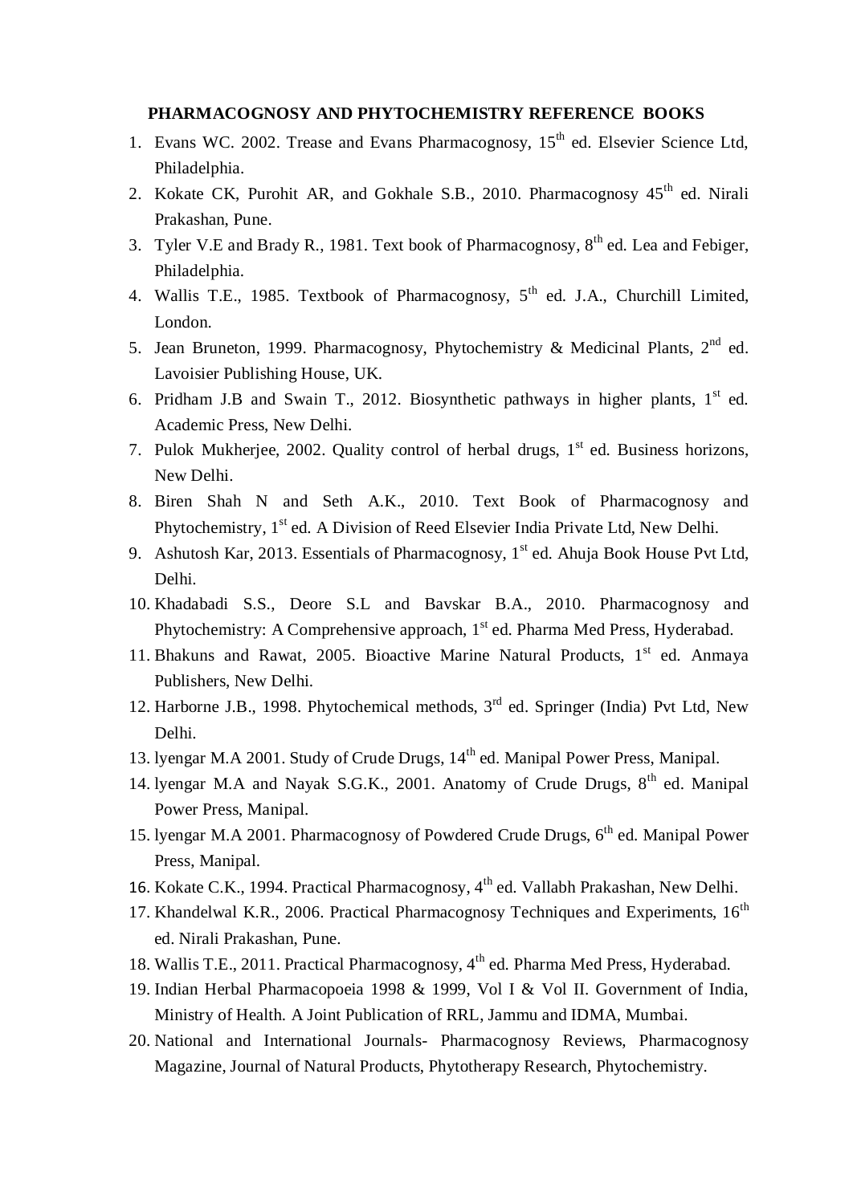**PHARMACOGNOSY AND PHYTOCHEMISTRY REFERENCE BOOKS**

1. Evans WC. 2002. Trease and Evans Pharmacognosy, 15th ed. Elsevier Science Ltd, Philadelphia.
2. Kokate CK, Purohit AR, and Gokhale S.B., 2010. Pharmacognosy 45th ed. Nirali Prakashan, Pune.
3. Tyler V.E and Brady R., 1981. Text book of Pharmacognosy, 8th ed. Lea and Febiger, Philadelphia.
4. Wallis T.E., 1985. Textbook of Pharmacognosy, 5th ed. J.A., Churchill Limited, London.
5. Jean Bruneton, 1999. Pharmacognosy, Phytochemistry & Medicinal Plants, 2nd ed. Lavoisier Publishing House, UK.
6. Pridham J.B and Swain T., 2012. Biosynthetic pathways in higher plants, 1st ed. Academic Press, New Delhi.
7. Pulok Mukherjee, 2002. Quality control of herbal drugs, 1st ed. Business horizons, New Delhi.
8. Biren Shah N and Seth A.K., 2010. Text Book of Pharmacognosy and Phytochemistry, 1st ed. A Division of Reed Elsevier India Private Ltd, New Delhi.
9. Ashutosh Kar, 2013. Essentials of Pharmacognosy, 1st ed. Ahuja Book House Pvt Ltd, Delhi.
10. Khadabadi S.S., Deore S.L and Bavskar B.A., 2010. Pharmacognosy and Phytochemistry: A Comprehensive approach, 1st ed. Pharma Med Press, Hyderabad.
11. Bhakuns and Rawat, 2005. Bioactive Marine Natural Products, 1st ed. Anmaya Publishers, New Delhi.
12. Harborne J.B., 1998. Phytochemical methods, 3rd ed. Springer (India) Pvt Ltd, New Delhi.
13. lyengar M.A 2001. Study of Crude Drugs, 14th ed. Manipal Power Press, Manipal.
14. lyengar M.A and Nayak S.G.K., 2001. Anatomy of Crude Drugs, 8th ed. Manipal Power Press, Manipal.
15. lyengar M.A 2001. Pharmacognosy of Powdered Crude Drugs, 6th ed. Manipal Power Press, Manipal.
16. Kokate C.K., 1994. Practical Pharmacognosy, 4th ed. Vallabh Prakashan, New Delhi.
17. Khandelwal K.R., 2006. Practical Pharmacognosy Techniques and Experiments, 16th ed. Nirali Prakashan, Pune.
18. Wallis T.E., 2011. Practical Pharmacognosy, 4th ed. Pharma Med Press, Hyderabad.
19. Indian Herbal Pharmacopoeia 1998 & 1999, Vol I & Vol II. Government of India, Ministry of Health. A Joint Publication of RRL, Jammu and IDMA, Mumbai.
20. National and International Journals- Pharmacognosy Reviews, Pharmacognosy Magazine, Journal of Natural Products, Phytotherapy Research, Phytochemistry.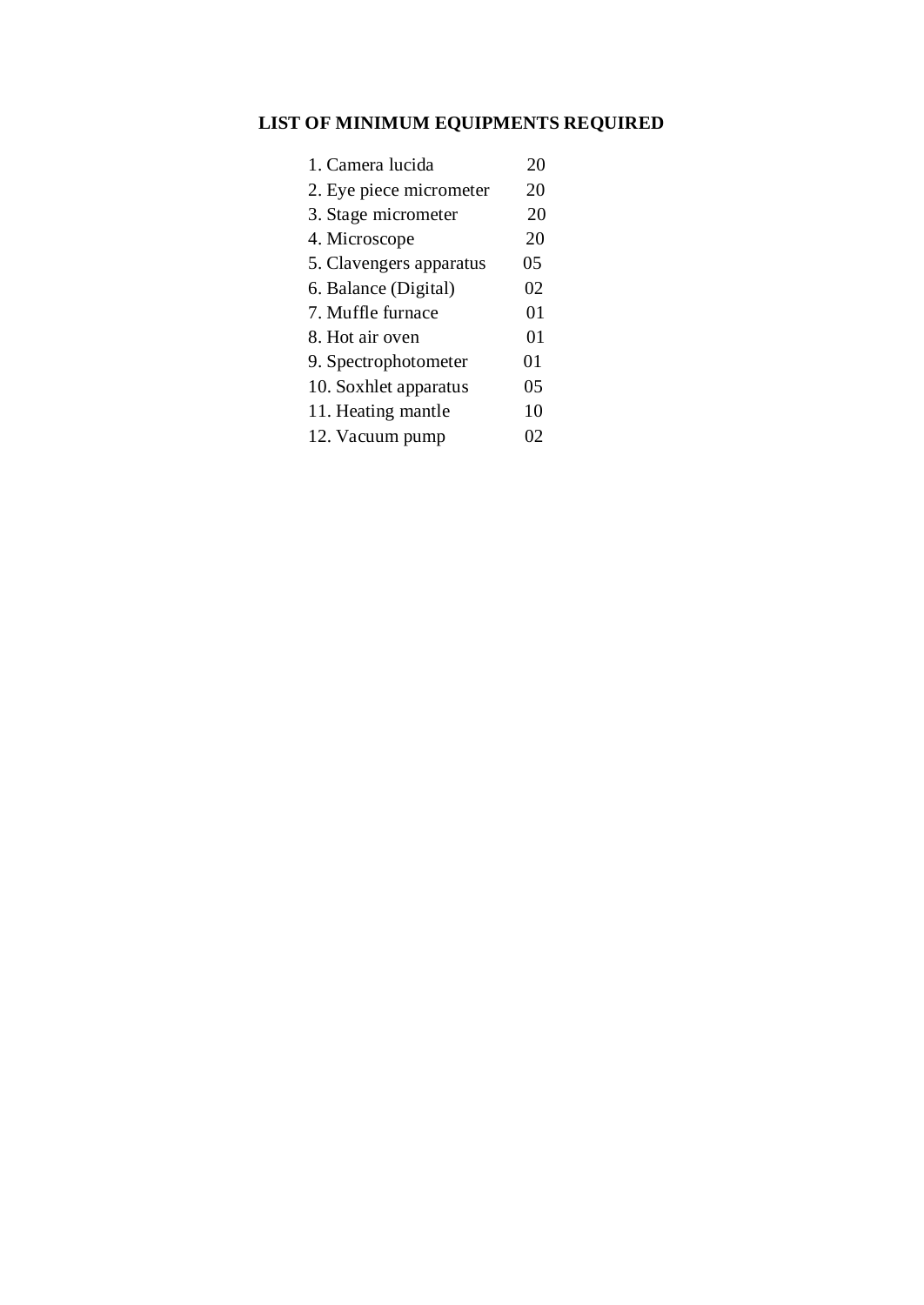**LIST OF MINIMUM EQUIPMENTS REQUIRED**

| | |
|---|---|
| 1. Camera lucida | 20 |
| 2. Eye piece micrometer | 20 |
| 3. Stage micrometer | 20 |
| 4. Microscope | 20 |
| 5. Clavengers apparatus | 05 |
| 6. Balance (Digital) | 02 |
| 7. Muffle furnace | 01 |
| 8. Hot air oven | 01 |
| 9. Spectrophotometer | 01 |
| 10. Soxhlet apparatus | 05 |
| 11. Heating mantle | 10 |
| 12. Vacuum pump | 02 |